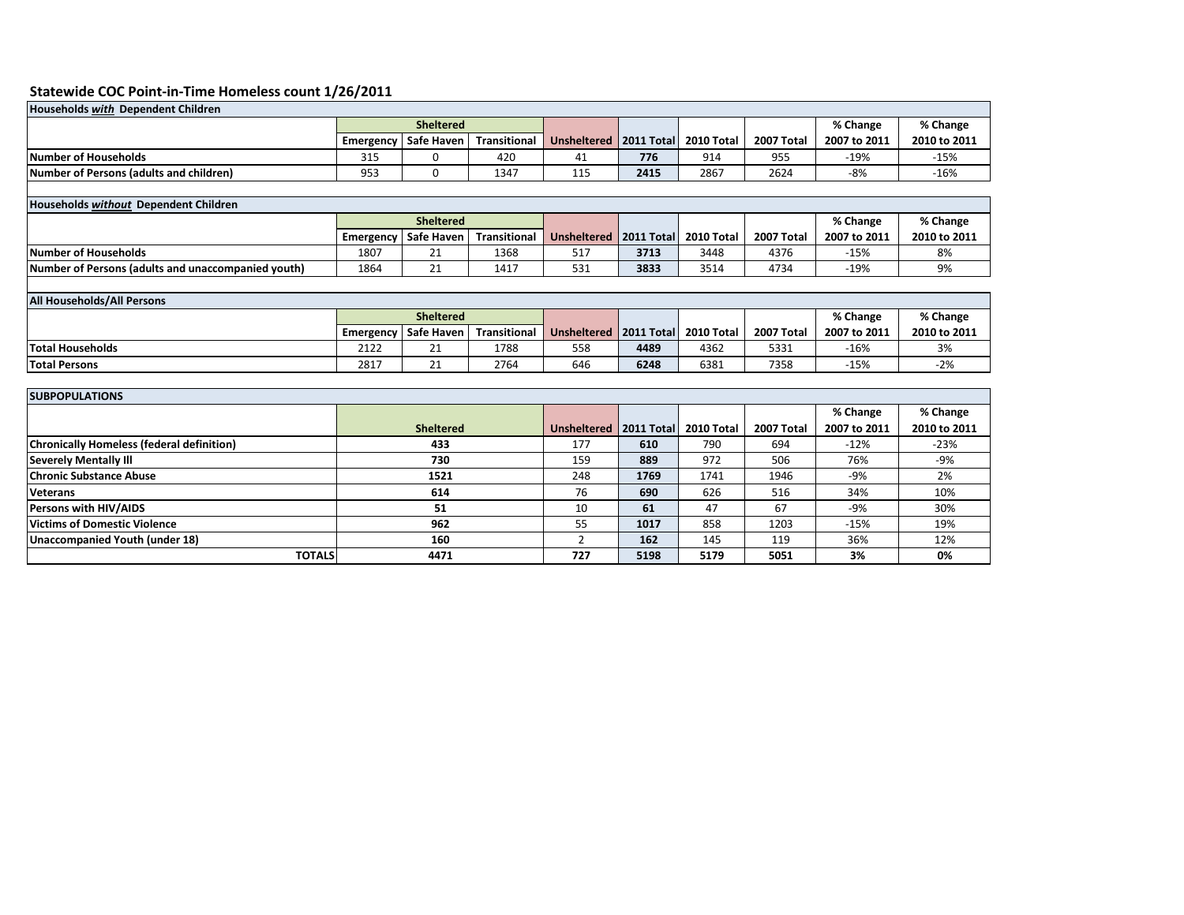## Statewide COC Point-in-Time Homeless count 1/26/2011

| Households ***with*** Dependent Children | | | | | | | | | |
|---|---|---|---|---|---|---|---|---|---|
| | Sheltered | | | | | | | % Change | % Change |
| | Emergency | Safe Haven | Transitional | Unsheltered | 2011 Total | 2010 Total | 2007 Total | 2007 to 2011 | 2010 to 2011 |
| **Number of Households** | 315 | 0 | 420 | 41 | **776** | 914 | 955 | -19% | -15% |
| **Number of Persons (adults and children)** | 953 | 0 | 1347 | 115 | **2415** | 2867 | 2624 | -8% | -16% |

| Households ***without*** Dependent Children | | | | | | | | | |
|---|---|---|---|---|---|---|---|---|---|
| | Sheltered | | | | | | | % Change | % Change |
| | Emergency | Safe Haven | Transitional | Unsheltered | 2011 Total | 2010 Total | 2007 Total | 2007 to 2011 | 2010 to 2011 |
| **Number of Households** | 1807 | 21 | 1368 | 517 | **3713** | 3448 | 4376 | -15% | 8% |
| **Number of Persons (adults and unaccompanied youth)** | 1864 | 21 | 1417 | 531 | **3833** | 3514 | 4734 | -19% | 9% |

| All Households/All Persons | | | | | | | | | |
|---|---|---|---|---|---|---|---|---|---|
| | Sheltered | | | | | | | % Change | % Change |
| | Emergency | Safe Haven | Transitional | Unsheltered | 2011 Total | 2010 Total | 2007 Total | 2007 to 2011 | 2010 to 2011 |
| **Total Households** | 2122 | 21 | 1788 | 558 | **4489** | 4362 | 5331 | -16% | 3% |
| **Total Persons** | 2817 | 21 | 2764 | 646 | **6248** | 6381 | 7358 | -15% | -2% |

| SUBPOPULATIONS | | | | | | % Change | % Change |
|---|---|---|---|---|---|---|---|
| | Sheltered | Unsheltered | 2011 Total | 2010 Total | 2007 Total | 2007 to 2011 | 2010 to 2011 |
| **Chronically Homeless (federal definition)** | **433** | 177 | **610** | 790 | 694 | -12% | -23% |
| **Severely Mentally Ill** | **730** | 159 | **889** | 972 | 506 | 76% | -9% |
| **Chronic Substance Abuse** | **1521** | 248 | **1769** | 1741 | 1946 | -9% | 2% |
| **Veterans** | **614** | 76 | **690** | 626 | 516 | 34% | 10% |
| **Persons with HIV/AIDS** | **51** | 10 | **61** | 47 | 67 | -9% | 30% |
| **Victims of Domestic Violence** | **962** | 55 | **1017** | 858 | 1203 | -15% | 19% |
| **Unaccompanied Youth (under 18)** | **160** | 2 | **162** | 145 | 119 | 36% | 12% |
| **TOTALS** | **4471** | **727** | **5198** | **5179** | **5051** | **3%** | **0%** |